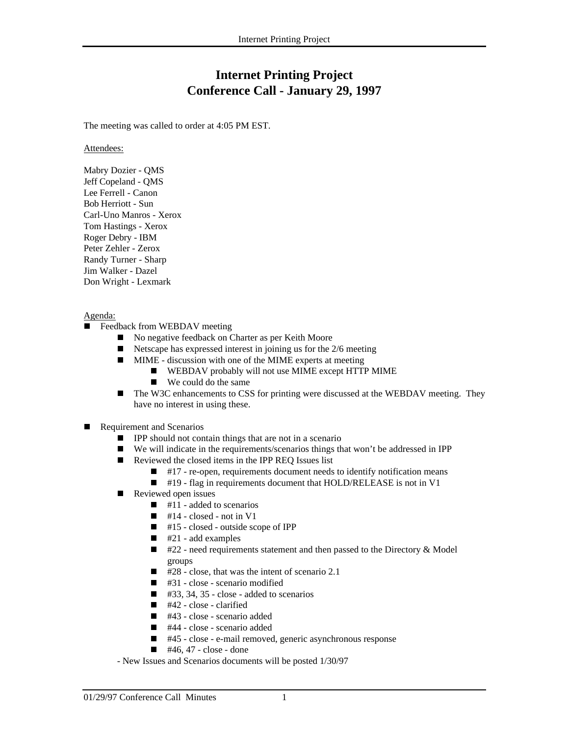# Internet Printing Project
# Conference Call - January 29, 1997

The meeting was called to order at 4:05 PM EST.

Attendees:

Mabry Dozier - QMS
Jeff Copeland - QMS
Lee Ferrell - Canon
Bob Herriott - Sun
Carl-Uno Manros - Xerox
Tom Hastings - Xerox
Roger Debry - IBM
Peter Zehler - Zerox
Randy Turner - Sharp
Jim Walker - Dazel
Don Wright - Lexmark

Agenda:

- Feedback from WEBDAV meeting
  - No negative feedback on Charter as per Keith Moore
  - Netscape has expressed interest in joining us for the 2/6 meeting
  - MIME - discussion with one of the MIME experts at meeting
    - WEBDAV probably will not use MIME except HTTP MIME
    - We could do the same
  - The W3C enhancements to CSS for printing were discussed at the WEBDAV meeting. They have no interest in using these.

- Requirement and Scenarios
  - IPP should not contain things that are not in a scenario
  - We will indicate in the requirements/scenarios things that won't be addressed in IPP
  - Reviewed the closed items in the IPP REQ Issues list
    - #17 - re-open, requirements document needs to identify notification means
    - #19 - flag in requirements document that HOLD/RELEASE is not in V1
  - Reviewed open issues
    - #11 - added to scenarios
    - #14 - closed - not in V1
    - #15 - closed - outside scope of IPP
    - #21 - add examples
    - #22 - need requirements statement and then passed to the Directory & Model groups
    - #28 - close, that was the intent of scenario 2.1
    - #31 - close - scenario modified
    - #33, 34, 35 - close - added to scenarios
    - #42 - close - clarified
    - #43 - close - scenario added
    - #44 - close - scenario added
    - #45 - close - e-mail removed, generic asynchronous response
    - #46, 47 - close - done

  - New Issues and Scenarios documents will be posted 1/30/97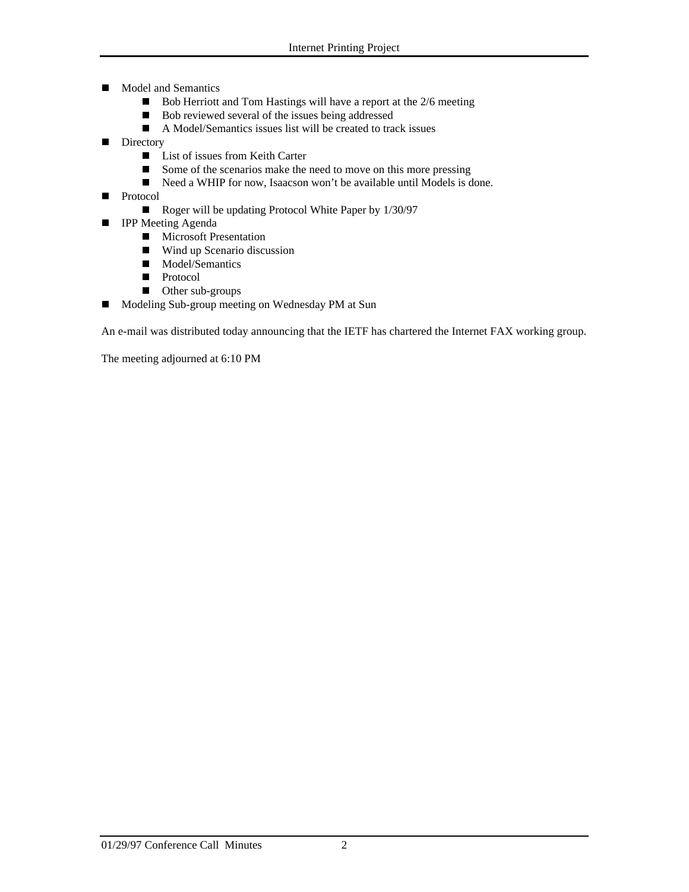- Model and Semantics
    - Bob Herriott and Tom Hastings will have a report at the 2/6 meeting
    - Bob reviewed several of the issues being addressed
    - A Model/Semantics issues list will be created to track issues
- Directory
    - List of issues from Keith Carter
    - Some of the scenarios make the need to move on this more pressing
    - Need a WHIP for now, Isaacson won't be available until Models is done.
- Protocol
    - Roger will be updating Protocol White Paper by 1/30/97
- IPP Meeting Agenda
    - Microsoft Presentation
    - Wind up Scenario discussion
    - Model/Semantics
    - Protocol
    - Other sub-groups
- Modeling Sub-group meeting on Wednesday PM at Sun

An e-mail was distributed today announcing that the IETF has chartered the Internet FAX working group.

The meeting adjourned at 6:10 PM